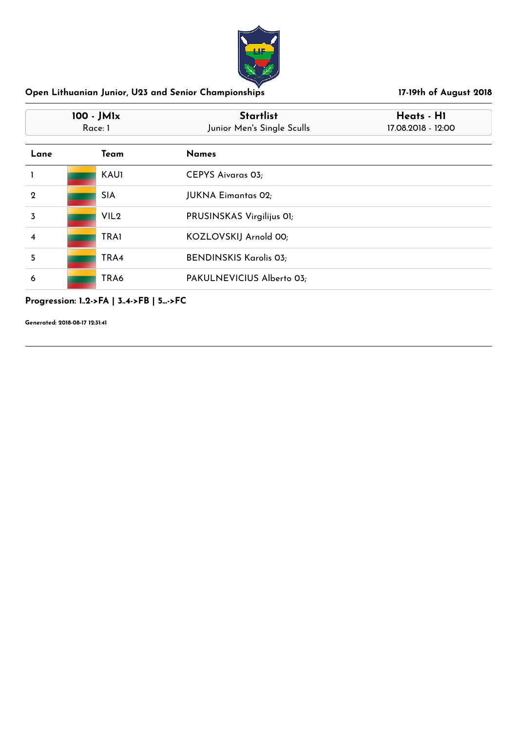# Open Lithuanian Junior, U23 and Senior Championships

17-19th of August 2018

| 100 - JM1x | Startlist | Heats - H1 |
|---|---|---|
| Race: 1 | Junior Men's Single Sculls | 17.08.2018 - 12:00 |

| Lane | Team | Names |
|---|---|---|
| 1 | KAU1 | CEPYS Aivaras 03; |
| 2 | SIA | JUKNA Eimantas 02; |
| 3 | VIL2 | PRUSINSKAS Virgilijus 01; |
| 4 | TRA1 | KOZLOVSKIJ Arnold 00; |
| 5 | TRA4 | BENDINSKIS Karolis 03; |
| 6 | TRA6 | PAKULNEVICIUS Alberto 03; |

**Progression: 1..2->FA | 3..4->FB | 5...->FC**

**Generated: 2018-08-17 12:31:41**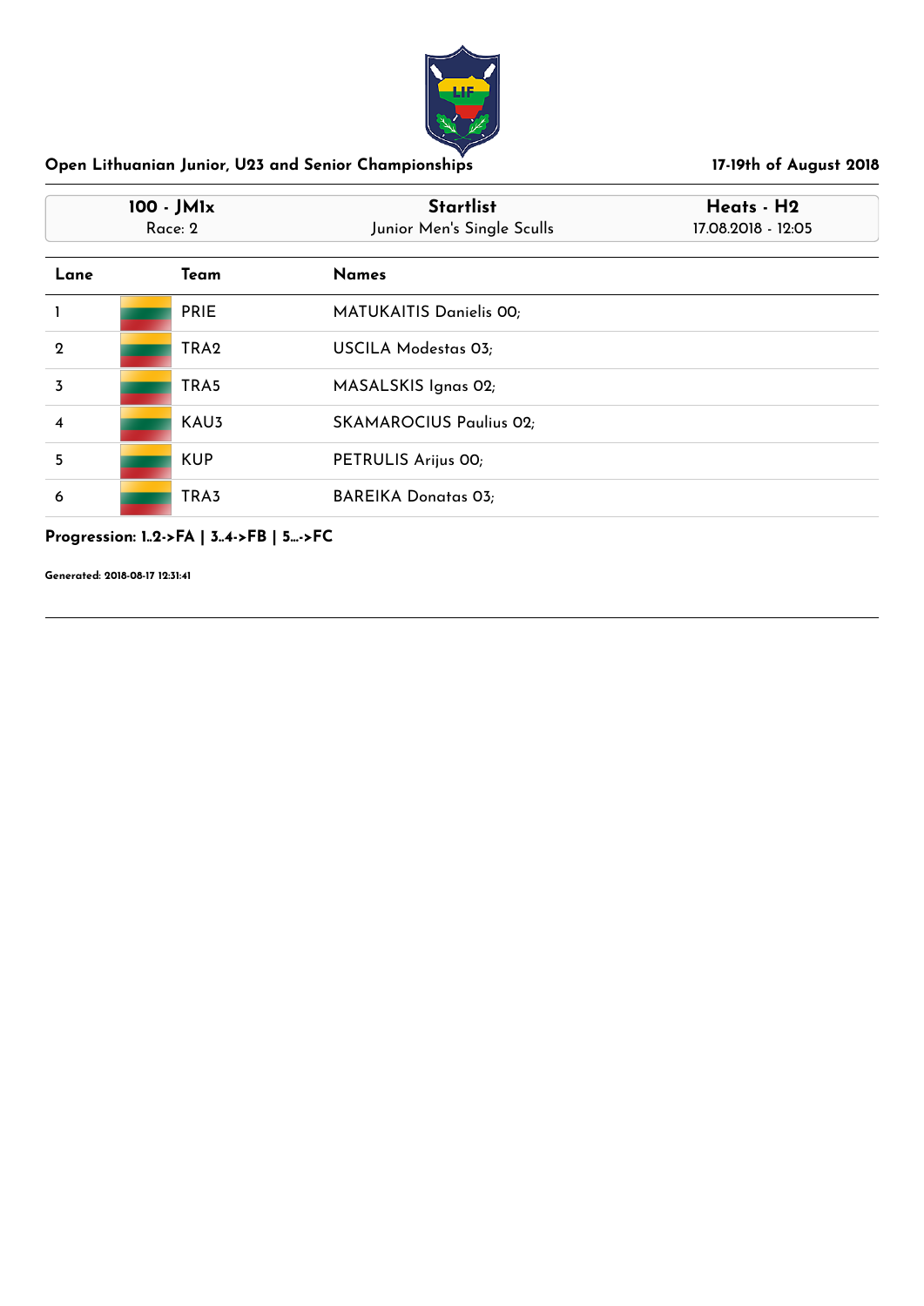## Open Lithuanian Junior, U23 and Senior Championships

**17-19th of August 2018**

| 100 - JM1x | Startlist | Heats - H2 |
|---|---|---|
| Race: 2 | Junior Men's Single Sculls | 17.08.2018 - 12:05 |

| Lane | Team | Names |
|---|---|---|
| 1 | PRIE | MATUKAITIS Danielis 00; |
| 2 | TRA2 | USCILA Modestas 03; |
| 3 | TRA5 | MASALSKIS Ignas 02; |
| 4 | KAU3 | SKAMAROCIUS Paulius 02; |
| 5 | KUP | PETRULIS Arijus 00; |
| 6 | TRA3 | BAREIKA Donatas 03; |

**Progression: 1..2->FA | 3..4->FB | 5...->FC**

**Generated: 2018-08-17 12:31:41**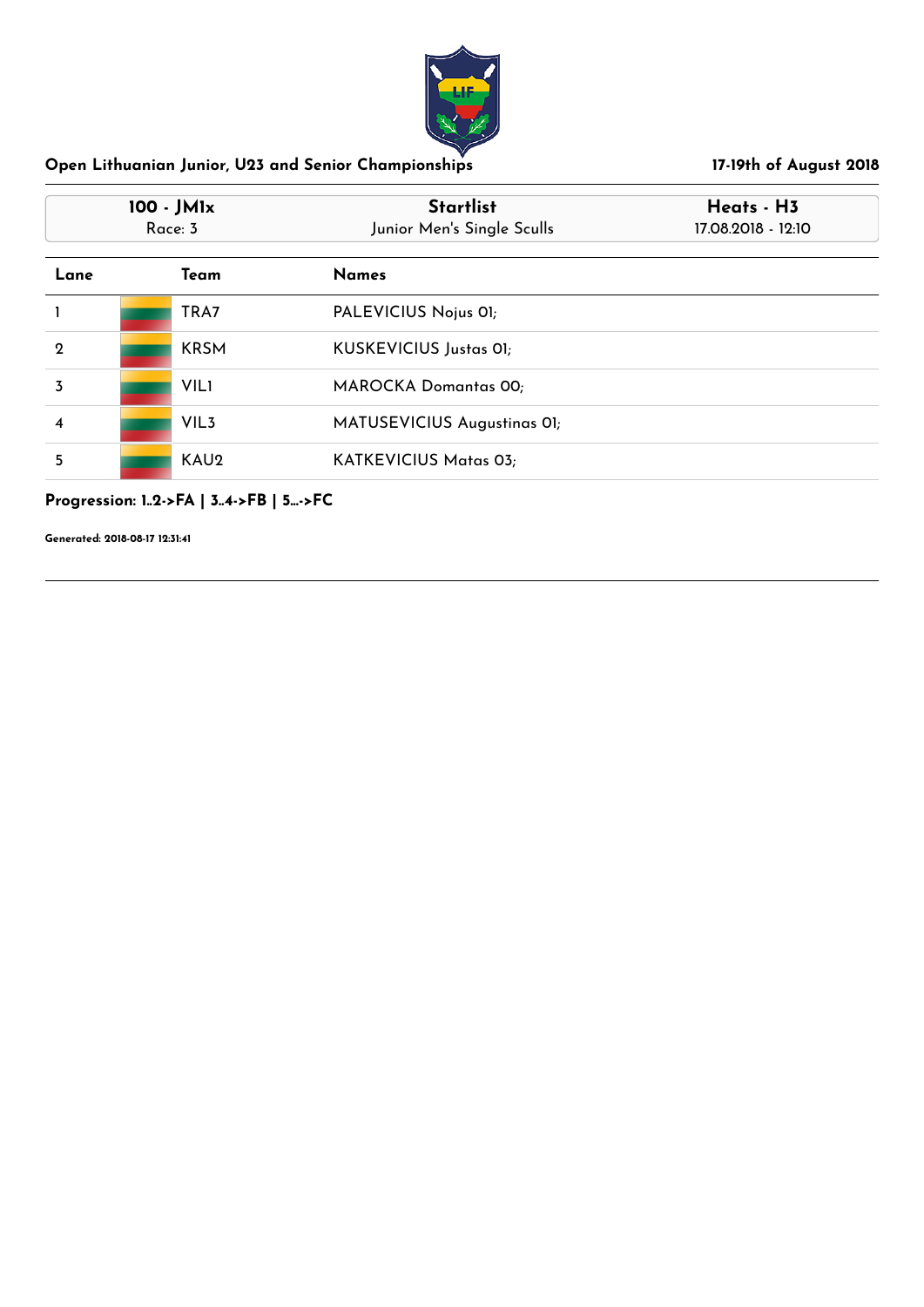Open Lithuanian Junior, U23 and Senior Championships

17-19th of August 2018

| 100 - JM1x | Startlist | Heats - H3 |
|---|---|---|
| Race: 3 | Junior Men's Single Sculls | 17.08.2018 - 12:10 |

| Lane | Team | Names |
|---|---|---|
| 1 | TRA7 | PALEVICIUS Nojus 01; |
| 2 | KRSM | KUSKEVICIUS Justas 01; |
| 3 | VIL1 | MAROCKA Domantas 00; |
| 4 | VIL3 | MATUSEVICIUS Augustinas 01; |
| 5 | KAU2 | KATKEVICIUS Matas 03; |

**Progression: 1..2->FA | 3..4->FB | 5...->FC**

**Generated: 2018-08-17 12:31:41**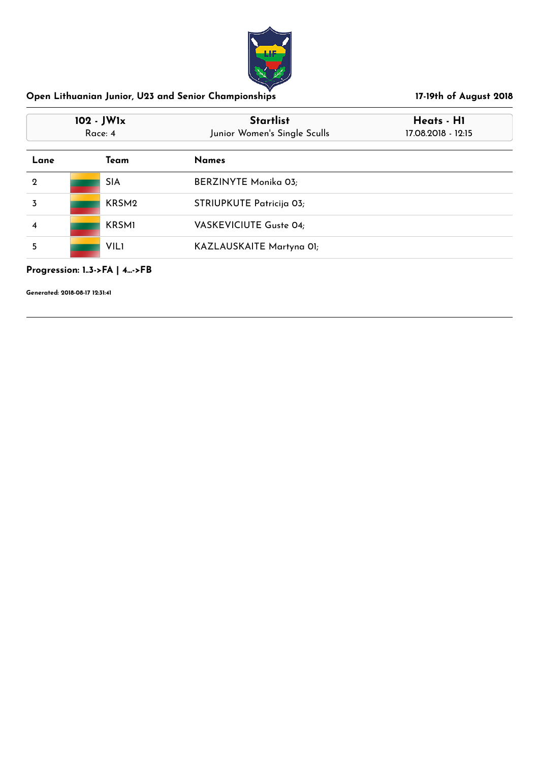Open Lithuanian Junior, U23 and Senior Championships — 17-19th of August 2018

| 102 - JW1x | Startlist | Heats - H1 |
| --- | --- | --- |
| Race: 4 | Junior Women's Single Sculls | 17.08.2018 - 12:15 |

| Lane | Team | Names |
| --- | --- | --- |
| 2 | SIA | BERZINYTE Monika 03; |
| 3 | KRSM2 | STRIUPKUTE Patricija 03; |
| 4 | KRSM1 | VASKEVICIUTE Guste 04; |
| 5 | VIL1 | KAZLAUSKAITE Martyna 01; |

**Progression: 1..3->FA | 4...->FB**

**Generated: 2018-08-17 12:31:41**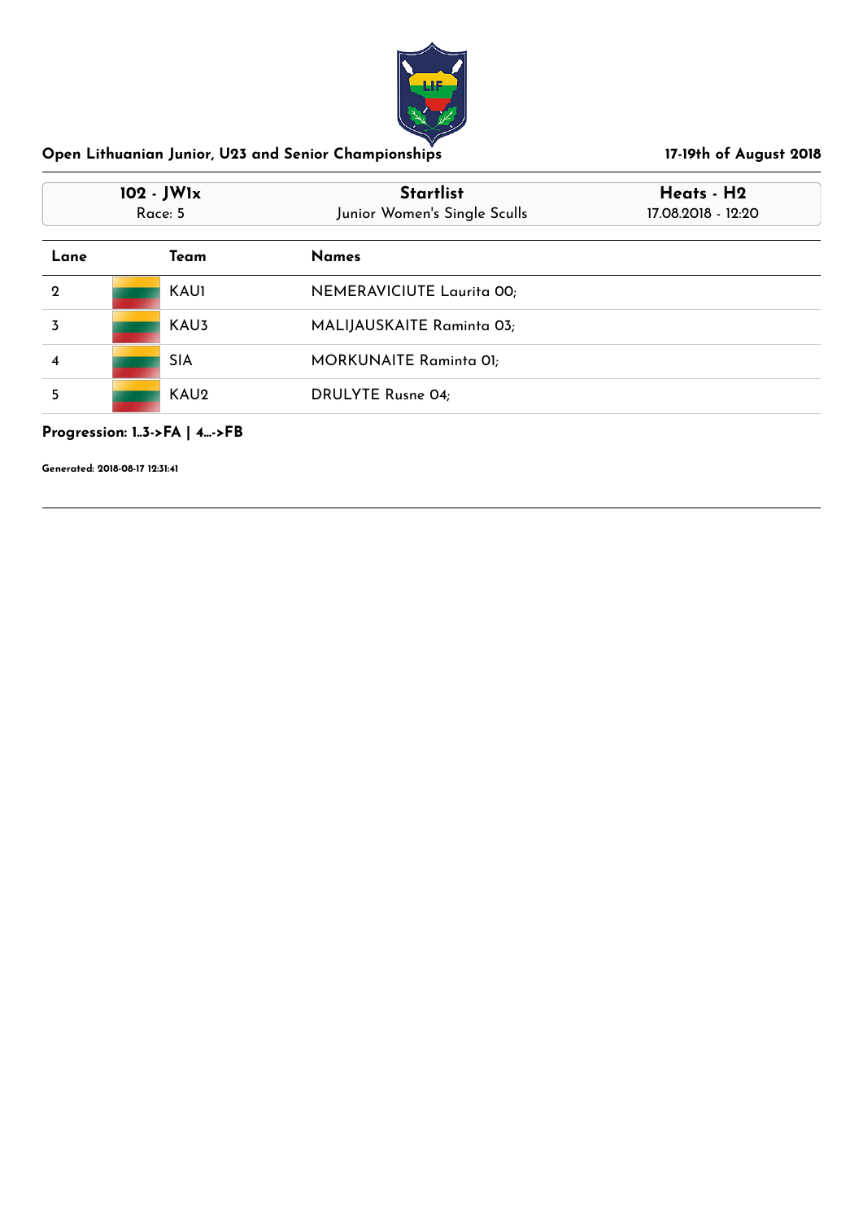## Open Lithuanian Junior, U23 and Senior Championships

**17-19th of August 2018**

| **102 - JW1x** | **Startlist** | **Heats - H2** |
|---|---|---|
| Race: 5 | Junior Women's Single Sculls | 17.08.2018 - 12:20 |

| Lane | Team | Names |
|---|---|---|
| 2 | KAU1 | NEMERAVICIUTE Laurita 00; |
| 3 | KAU3 | MALIJAUSKAITE Raminta 03; |
| 4 | SIA | MORKUNAITE Raminta 01; |
| 5 | KAU2 | DRULYTE Rusne 04; |

**Progression: 1..3->FA | 4...->FB**

**Generated: 2018-08-17 12:31:41**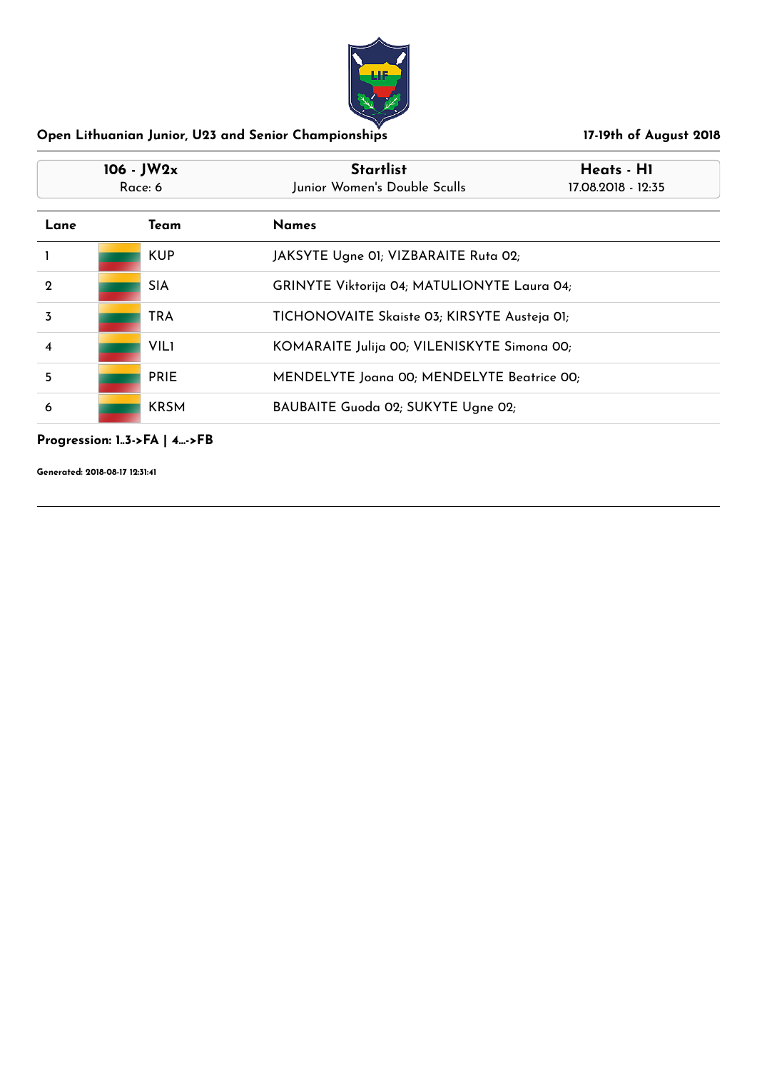## Open Lithuanian Junior, U23 and Senior Championships

**17-19th of August 2018**

| 106 - JW2x | Startlist | Heats - H1 |
|---|---|---|
| Race: 6 | Junior Women's Double Sculls | 17.08.2018 - 12:35 |

| Lane | Team | Names |
|---|---|---|
| 1 | KUP | JAKSYTE Ugne 01; VIZBARAITE Ruta 02; |
| 2 | SIA | GRINYTE Viktorija 04; MATULIONYTE Laura 04; |
| 3 | TRA | TICHONOVAITE Skaiste 03; KIRSYTE Austeja 01; |
| 4 | VIL1 | KOMARAITE Julija 00; VILENISKYTE Simona 00; |
| 5 | PRIE | MENDELYTE Joana 00; MENDELYTE Beatrice 00; |
| 6 | KRSM | BAUBAITE Guoda 02; SUKYTE Ugne 02; |

**Progression: 1..3->FA | 4...->FB**

**Generated: 2018-08-17 12:31:41**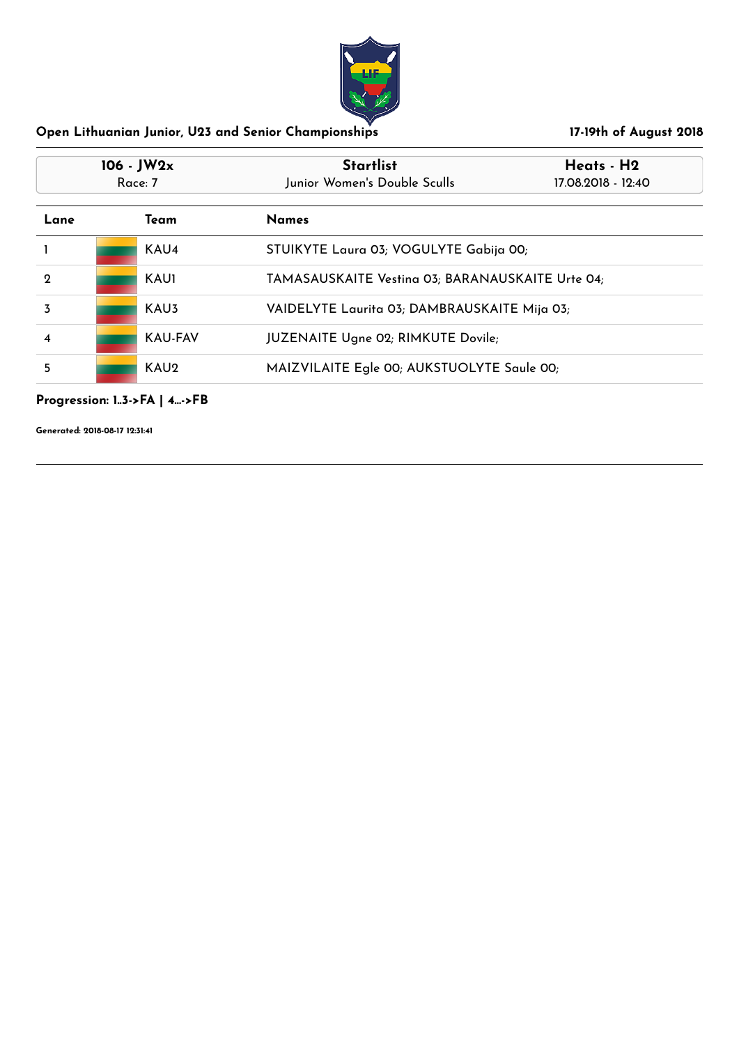Open Lithuanian Junior, U23 and Senior Championships

17-19th of August 2018

| 106 - JW2x | Startlist | Heats - H2 |
|---|---|---|
| Race: 7 | Junior Women's Double Sculls | 17.08.2018 - 12:40 |

| Lane | Team | Names |
|---|---|---|
| 1 | KAU4 | STUIKYTE Laura 03; VOGULYTE Gabija 00; |
| 2 | KAU1 | TAMASAUSKAITE Vestina 03; BARANAUSKAITE Urte 04; |
| 3 | KAU3 | VAIDELYTE Laurita 03; DAMBRAUSKAITE Mija 03; |
| 4 | KAU-FAV | JUZENAITE Ugne 02; RIMKUTE Dovile; |
| 5 | KAU2 | MAIZVILAITE Egle 00; AUKSTUOLYTE Saule 00; |

**Progression: 1..3->FA | 4...->FB**

**Generated: 2018-08-17 12:31:41**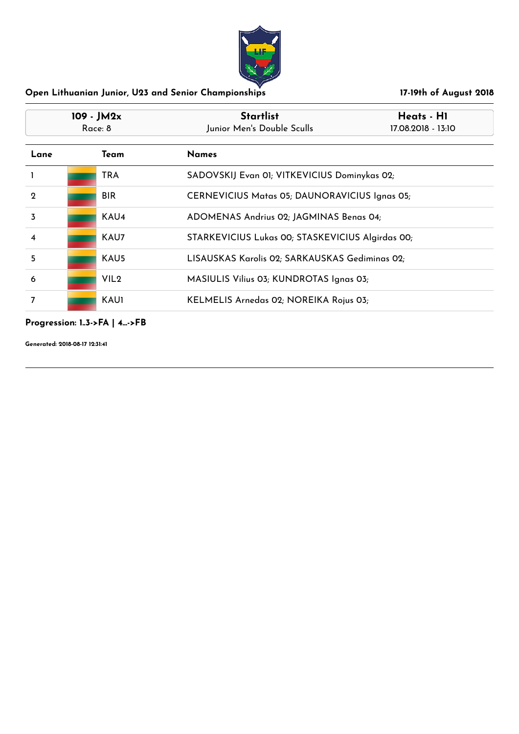## Open Lithuanian Junior, U23 and Senior Championships

**17-19th of August 2018**

| 109 - JM2x | Startlist | Heats - H1 |
|---|---|---|
| Race: 8 | Junior Men's Double Sculls | 17.08.2018 - 13:10 |

| Lane | Team | Names |
|---|---|---|
| 1 | TRA | SADOVSKIJ Evan 01; VITKEVICIUS Dominykas 02; |
| 2 | BIR | CERNEVICIUS Matas 05; DAUNORAVICIUS Ignas 05; |
| 3 | KAU4 | ADOMENAS Andrius 02; JAGMINAS Benas 04; |
| 4 | KAU7 | STARKEVICIUS Lukas 00; STASKEVICIUS Algirdas 00; |
| 5 | KAU5 | LISAUSKAS Karolis 02; SARKAUSKAS Gediminas 02; |
| 6 | VIL2 | MASIULIS Vilius 03; KUNDROTAS Ignas 03; |
| 7 | KAU1 | KELMELIS Arnedas 02; NOREIKA Rojus 03; |

**Progression: 1..3->FA | 4...->FB**

**Generated: 2018-08-17 12:31:41**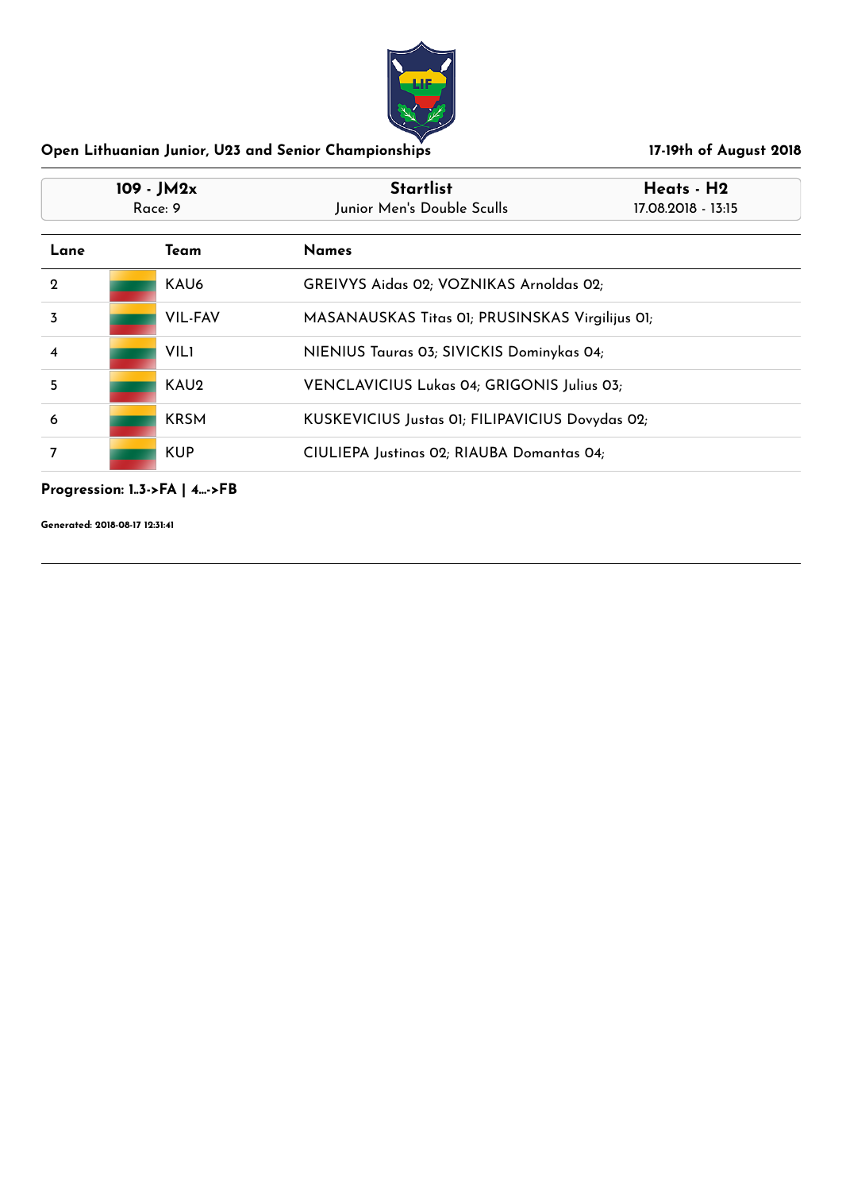Open Lithuanian Junior, U23 and Senior Championships

17-19th of August 2018

| 109 - JM2x | Startlist | Heats - H2 |
|---|---|---|
| Race: 9 | Junior Men's Double Sculls | 17.08.2018 - 13:15 |

| Lane | Team | Names |
|---|---|---|
| 2 | KAU6 | GREIVYS Aidas 02; VOZNIKAS Arnoldas 02; |
| 3 | VIL-FAV | MASANAUSKAS Titas 01; PRUSINSKAS Virgilijus 01; |
| 4 | VIL1 | NIENIUS Tauras 03; SIVICKIS Dominykas 04; |
| 5 | KAU2 | VENCLAVICIUS Lukas 04; GRIGONIS Julius 03; |
| 6 | KRSM | KUSKEVICIUS Justas 01; FILIPAVICIUS Dovydas 02; |
| 7 | KUP | CIULIEPA Justinas 02; RIAUBA Domantas 04; |

**Progression: 1..3->FA | 4...->FB**

**Generated: 2018-08-17 12:31:41**